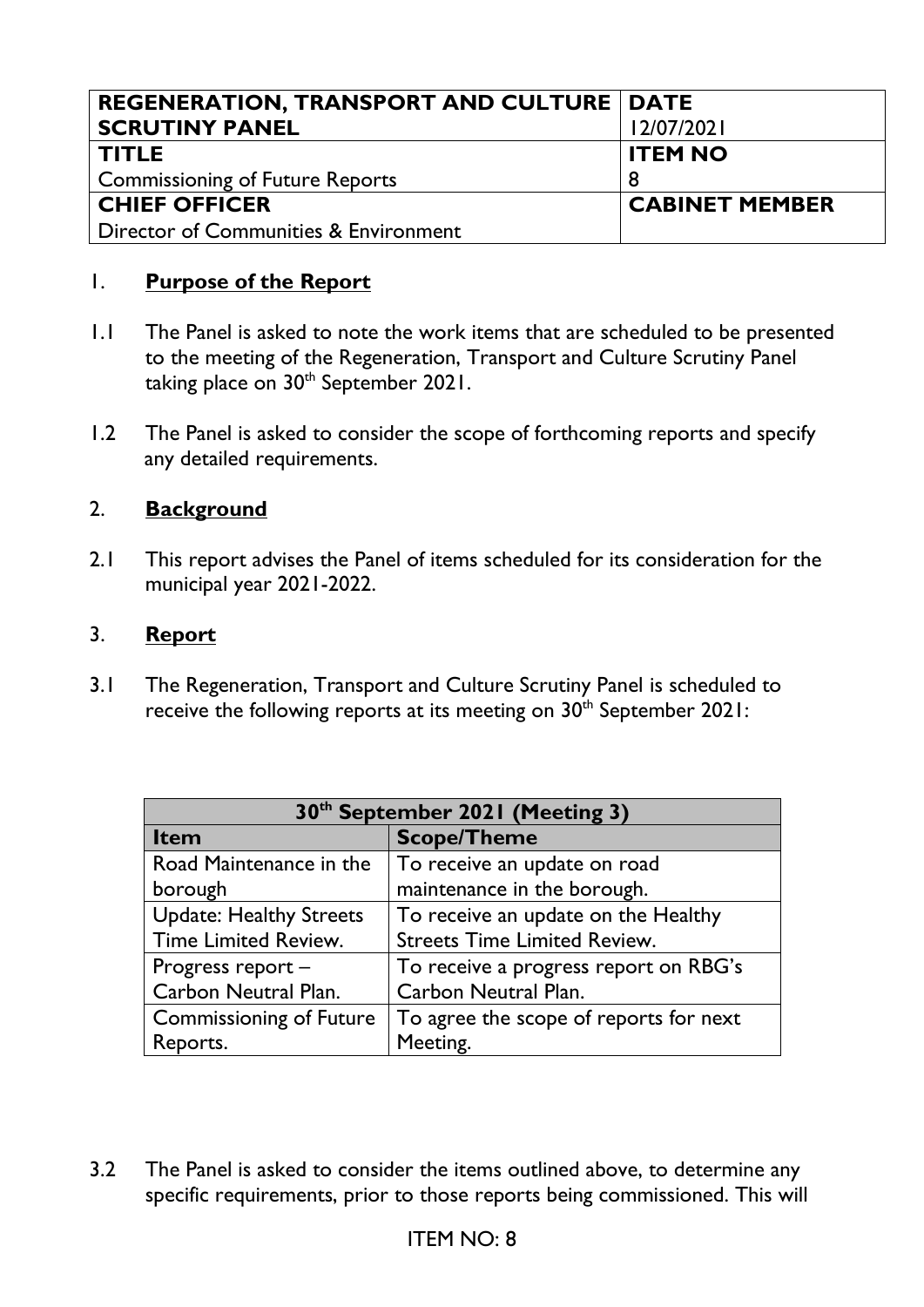| REGENERATION, TRANSPORT AND CULTURE SCRUTINY PANEL | DATE 12/07/2021 |
|---|---|
| **TITLE** Commissioning of Future Reports | **ITEM NO** 8 |
| **CHIEF OFFICER** Director of Communities & Environment | **CABINET MEMBER** |

## 1. Purpose of the Report

1.1 The Panel is asked to note the work items that are scheduled to be presented to the meeting of the Regeneration, Transport and Culture Scrutiny Panel taking place on 30th September 2021.

1.2 The Panel is asked to consider the scope of forthcoming reports and specify any detailed requirements.

## 2. Background

2.1 This report advises the Panel of items scheduled for its consideration for the municipal year 2021-2022.

## 3. Report

3.1 The Regeneration, Transport and Culture Scrutiny Panel is scheduled to receive the following reports at its meeting on 30th September 2021:

| 30th September 2021 (Meeting 3) | |
|---|---|
| **Item** | **Scope/Theme** |
| Road Maintenance in the borough | To receive an update on road maintenance in the borough. |
| Update: Healthy Streets Time Limited Review. | To receive an update on the Healthy Streets Time Limited Review. |
| Progress report – Carbon Neutral Plan. | To receive a progress report on RBG's Carbon Neutral Plan. |
| Commissioning of Future Reports. | To agree the scope of reports for next Meeting. |

3.2 The Panel is asked to consider the items outlined above, to determine any specific requirements, prior to those reports being commissioned. This will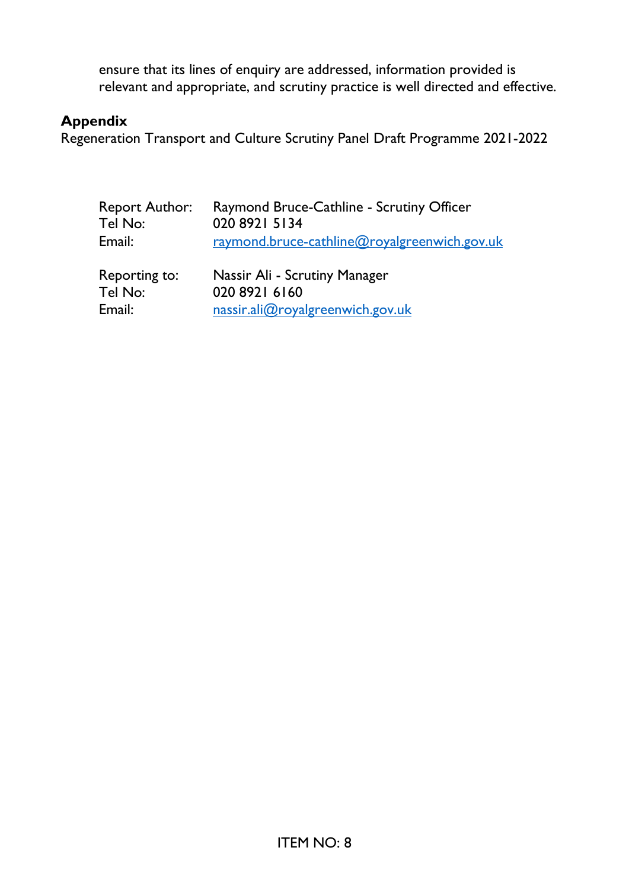ensure that its lines of enquiry are addressed, information provided is relevant and appropriate, and scrutiny practice is well directed and effective.

**Appendix**

Regeneration Transport and Culture Scrutiny Panel Draft Programme 2021-2022

| | |
|---|---|
| Report Author: | Raymond Bruce-Cathline - Scrutiny Officer |
| Tel No: | 020 8921 5134 |
| Email: | raymond.bruce-cathline@royalgreenwich.gov.uk |
| | |
| Reporting to: | Nassir Ali - Scrutiny Manager |
| Tel No: | 020 8921 6160 |
| Email: | nassir.ali@royalgreenwich.gov.uk |

ITEM NO: 8